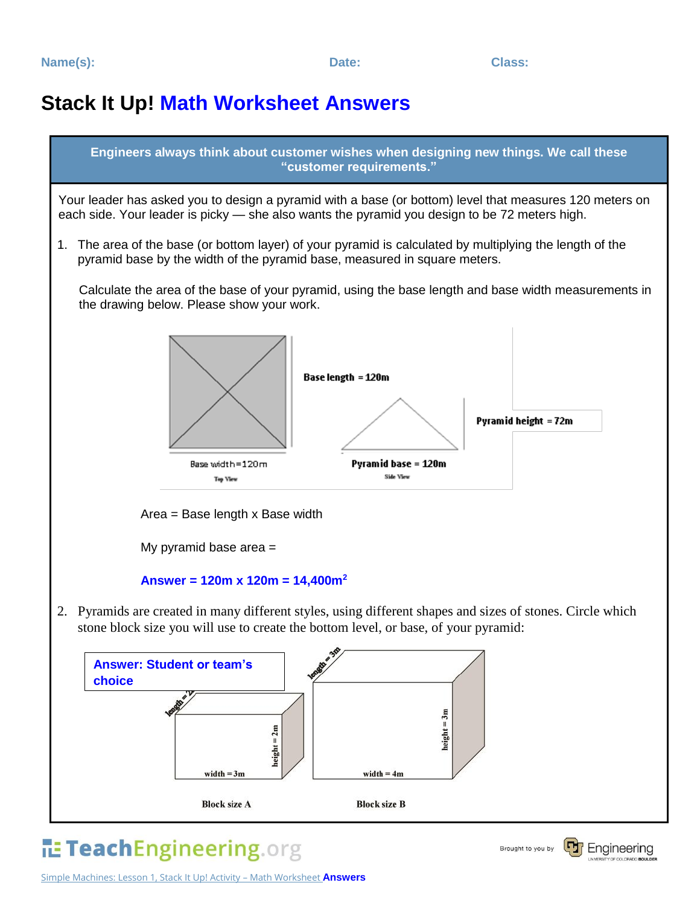Name(s): Date: Class:

# Stack It Up! Math Worksheet Answers

**Engineers always think about customer wishes when designing new things. We call these "customer requirements."**

Your leader has asked you to design a pyramid with a base (or bottom) level that measures 120 meters on each side. Your leader is picky — she also wants the pyramid you design to be 72 meters high.

1. The area of the base (or bottom layer) of your pyramid is calculated by multiplying the length of the pyramid base by the width of the pyramid base, measured in square meters.

   Calculate the area of the base of your pyramid, using the base length and base width measurements in the drawing below. Please show your work.

   Base length = 120m

   Pyramid height = 72m

   Base width=120m

   Top View

   Pyramid base = 120m

   Side View

   Area = Base length x Base width

   My pyramid base area =

   **Answer = 120m x 120m = 14,400m$^2$**

2. Pyramids are created in many different styles, using different shapes and sizes of stones. Circle which stone block size you will use to create the bottom level, or base, of your pyramid:

   **Answer: Student or team's choice**

   length = 2m, height = 2m, width = 3m

   Block size A

   length = 3m, height = 3m, width = 4m

   Block size B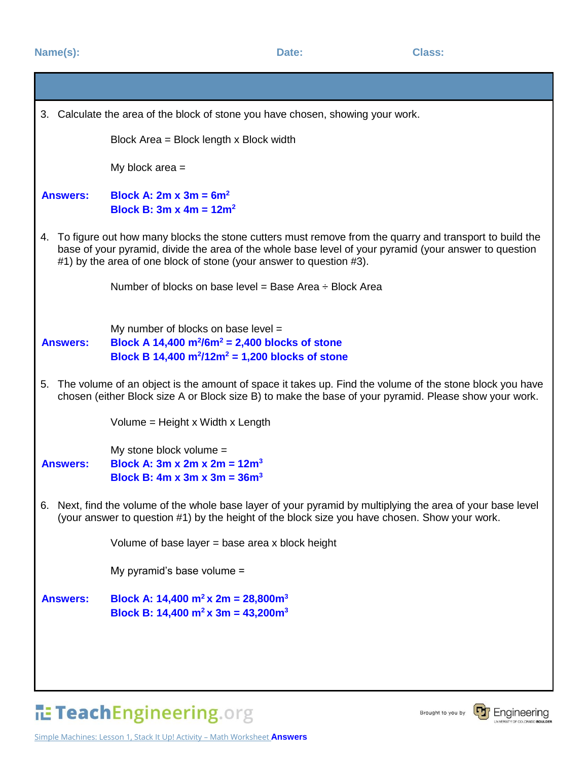Name(s): Date: Class:

3. Calculate the area of the block of stone you have chosen, showing your work.

   Block Area = Block length x Block width

   My block area =

**Answers:** **Block A: 2m x 3m = 6$m^2$**
**Block B: 3m x 4m = 12$m^2$**

4. To figure out how many blocks the stone cutters must remove from the quarry and transport to build the base of your pyramid, divide the area of the whole base level of your pyramid (your answer to question #1) by the area of one block of stone (your answer to question #3).

   Number of blocks on base level = Base Area ÷ Block Area

   My number of blocks on base level =

**Answers:** **Block A 14,400 $m^2$/6$m^2$ = 2,400 blocks of stone**
**Block B 14,400 $m^2$/12$m^2$ = 1,200 blocks of stone**

5. The volume of an object is the amount of space it takes up. Find the volume of the stone block you have chosen (either Block size A or Block size B) to make the base of your pyramid. Please show your work.

   Volume = Height x Width x Length

   My stone block volume =

**Answers:** **Block A: 3m x 2m x 2m = 12$m^3$**
**Block B: 4m x 3m x 3m = 36$m^3$**

6. Next, find the volume of the whole base layer of your pyramid by multiplying the area of your base level (your answer to question #1) by the height of the block size you have chosen. Show your work.

   Volume of base layer = base area x block height

   My pyramid's base volume =

**Answers:** **Block A: 14,400 $m^2$ x 2m = 28,800$m^3$**
**Block B: 14,400 $m^2$ x 3m = 43,200$m^3$**

Simple Machines: Lesson 1, Stack It Up! Activity – Math Worksheet **Answers**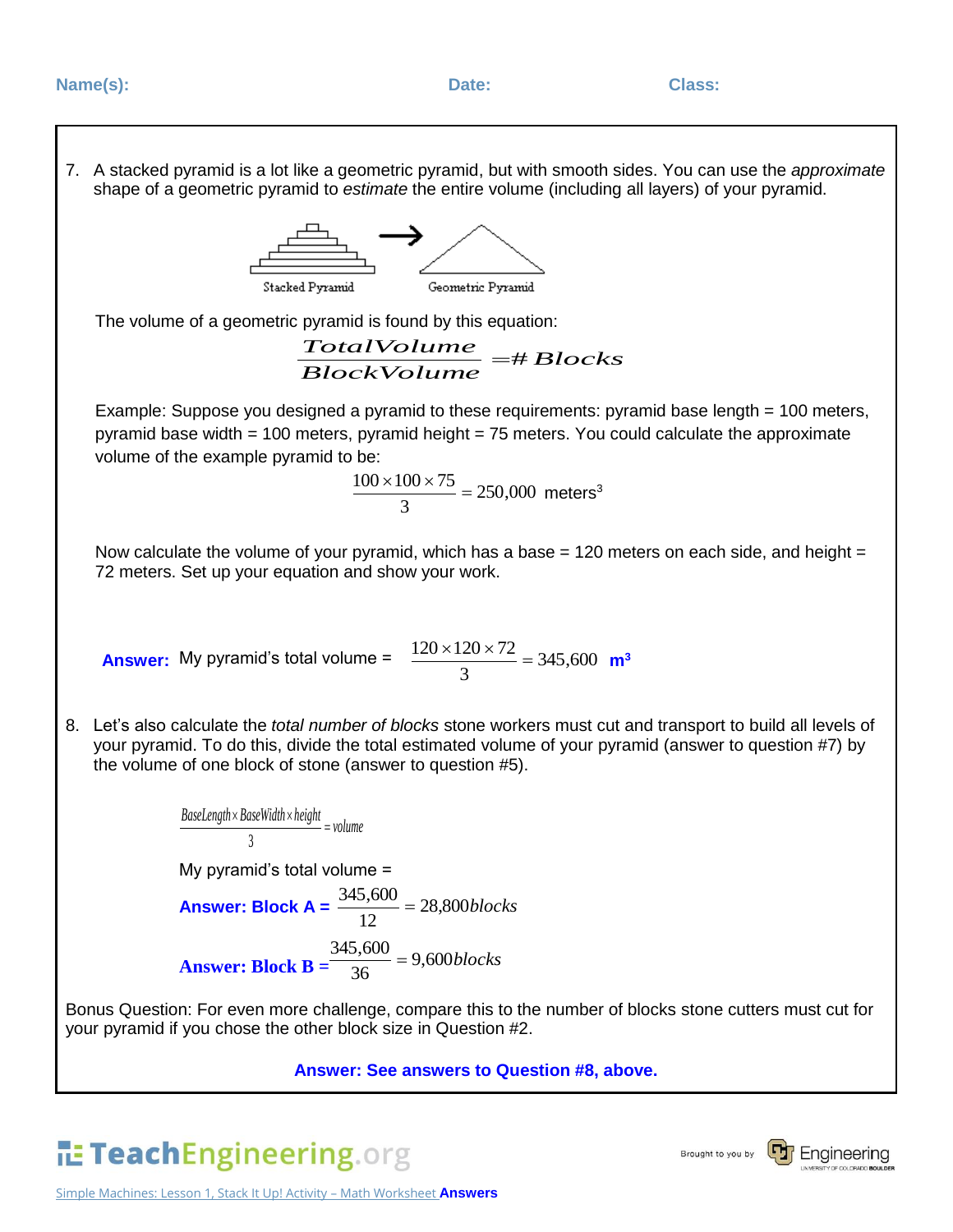Name(s): Date: Class:

7. A stacked pyramid is a lot like a geometric pyramid, but with smooth sides. You can use the *approximate* shape of a geometric pyramid to *estimate* the entire volume (including all layers) of your pyramid.

Stacked Pyramid → Geometric Pyramid

The volume of a geometric pyramid is found by this equation:

$$\frac{TotalVolume}{BlockVolume} = \#\ Blocks$$

Example: Suppose you designed a pyramid to these requirements: pyramid base length = 100 meters, pyramid base width = 100 meters, pyramid height = 75 meters. You could calculate the approximate volume of the example pyramid to be:

$$\frac{100 \times 100 \times 75}{3} = 250{,}000 \text{ meters}^3$$

Now calculate the volume of your pyramid, which has a base = 120 meters on each side, and height = 72 meters. Set up your equation and show your work.

**Answer:** My pyramid's total volume = $\frac{120 \times 120 \times 72}{3} = 345{,}600$ **m³**

8. Let's also calculate the *total number of blocks* stone workers must cut and transport to build all levels of your pyramid. To do this, divide the total estimated volume of your pyramid (answer to question #7) by the volume of one block of stone (answer to question #5).

$$\frac{BaseLength \times BaseWidth \times height}{3} = volume$$

My pyramid's total volume =

**Answer: Block A =** $\frac{345{,}600}{12} = 28{,}800\,blocks$

**Answer: Block B =** $\frac{345{,}600}{36} = 9{,}600\,blocks$

Bonus Question: For even more challenge, compare this to the number of blocks stone cutters must cut for your pyramid if you chose the other block size in Question #2.

**Answer: See answers to Question #8, above.**

Simple Machines: Lesson 1, Stack It Up! Activity – Math Worksheet **Answers**